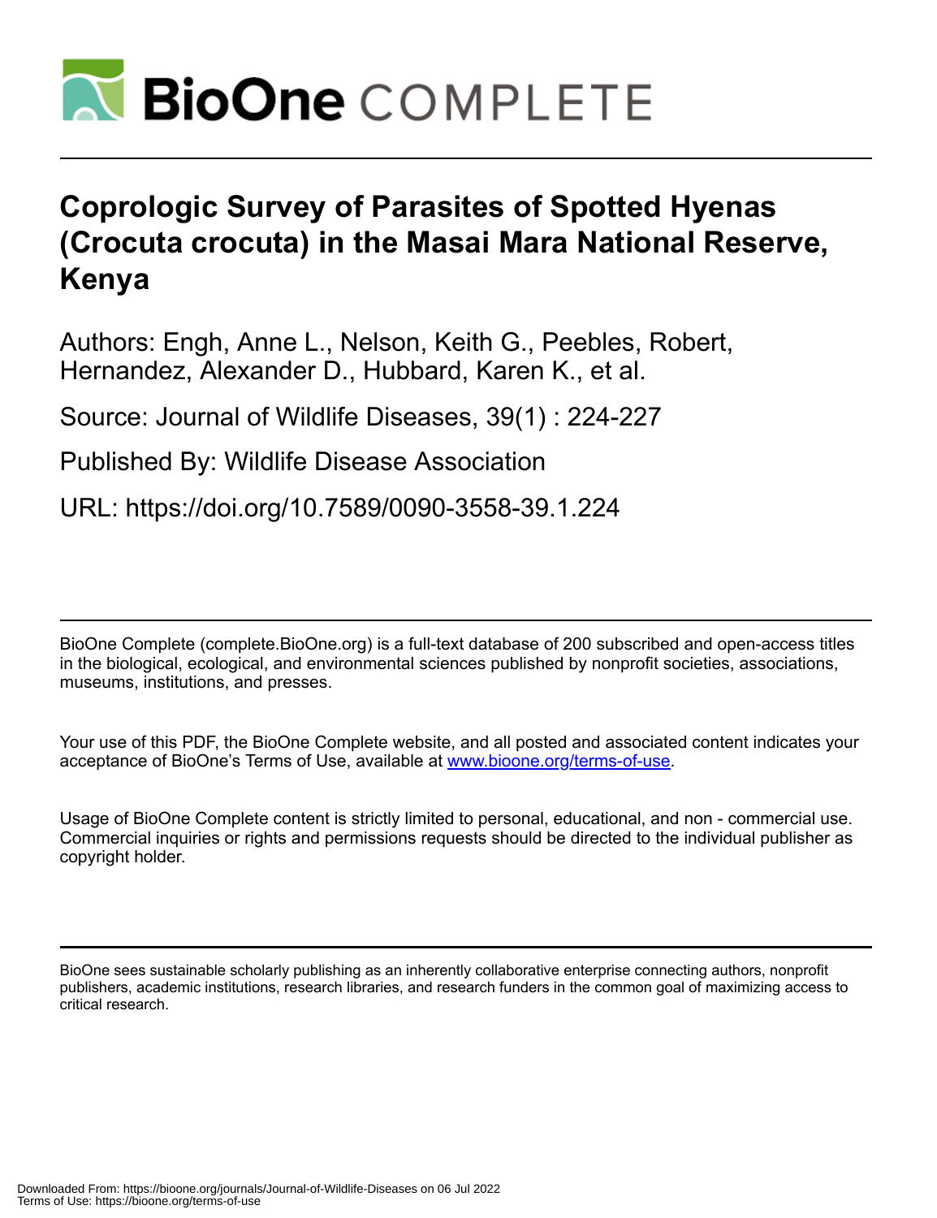# Coprologic Survey of Parasites of Spotted Hyenas (Crocuta crocuta) in the Masai Mara National Reserve, Kenya

Authors: Engh, Anne L., Nelson, Keith G., Peebles, Robert, Hernandez, Alexander D., Hubbard, Karen K., et al.

Source: Journal of Wildlife Diseases, 39(1) : 224-227

Published By: Wildlife Disease Association

URL: https://doi.org/10.7589/0090-3558-39.1.224

BioOne Complete (complete.BioOne.org) is a full-text database of 200 subscribed and open-access titles in the biological, ecological, and environmental sciences published by nonprofit societies, associations, museums, institutions, and presses.

Your use of this PDF, the BioOne Complete website, and all posted and associated content indicates your acceptance of BioOne's Terms of Use, available at www.bioone.org/terms-of-use.

Usage of BioOne Complete content is strictly limited to personal, educational, and non - commercial use. Commercial inquiries or rights and permissions requests should be directed to the individual publisher as copyright holder.

BioOne sees sustainable scholarly publishing as an inherently collaborative enterprise connecting authors, nonprofit publishers, academic institutions, research libraries, and research funders in the common goal of maximizing access to critical research.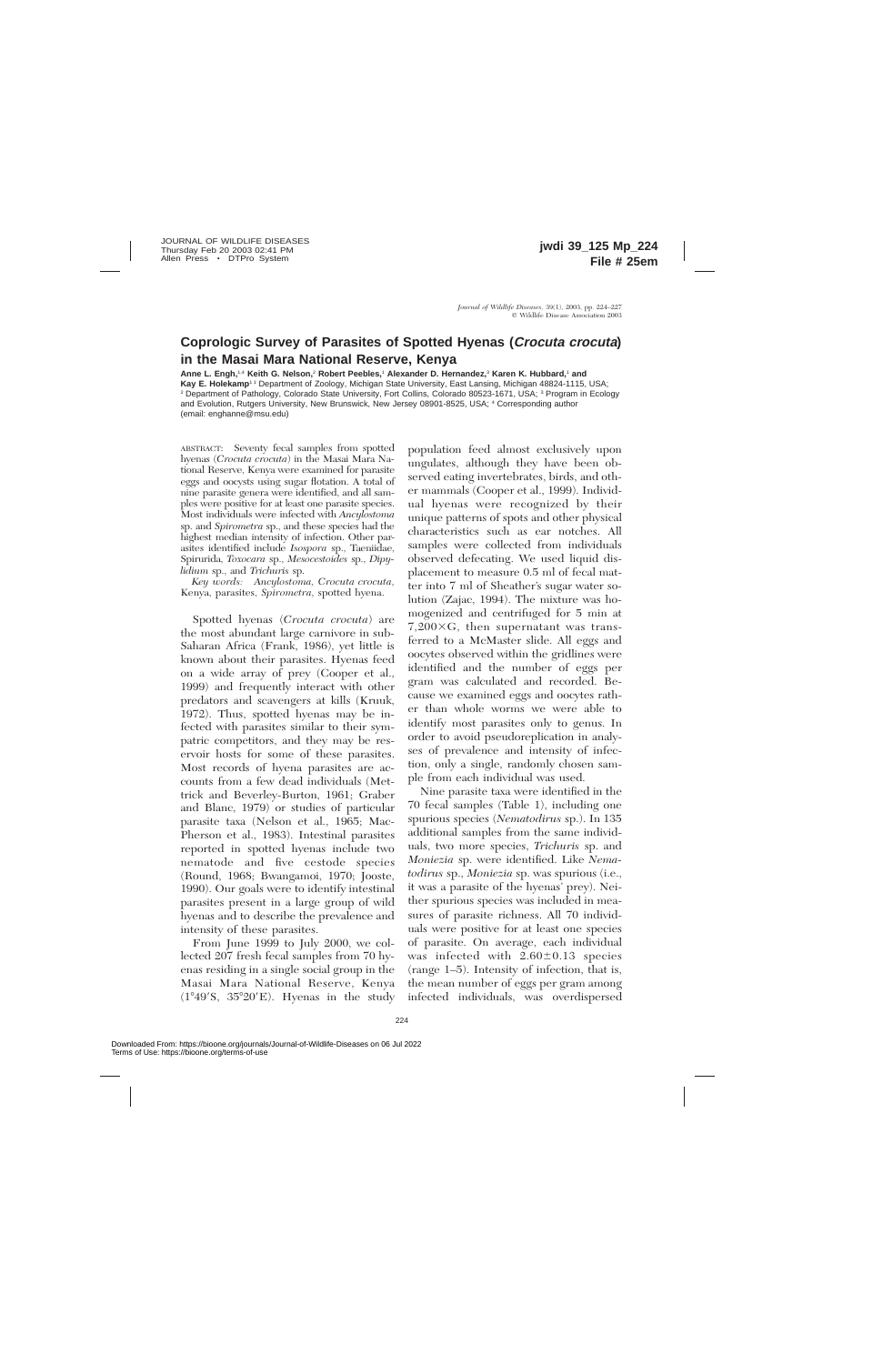# Coprologic Survey of Parasites of Spotted Hyenas (*Crocuta crocuta*) in the Masai Mara National Reserve, Kenya

**Anne L. Engh,[1,4] Keith G. Nelson,[2] Robert Peebles,[1] Alexander D. Hernandez,[3] Karen K. Hubbard,[1] and Kay E. Holekamp[1]** [1] Department of Zoology, Michigan State University, East Lansing, Michigan 48824-1115, USA; [2] Department of Pathology, Colorado State University, Fort Collins, Colorado 80523-1671, USA; [3] Program in Ecology and Evolution, Rutgers University, New Brunswick, New Jersey 08901-8525, USA; [4] Corresponding author (email: enghanne@msu.edu)

ABSTRACT: Seventy fecal samples from spotted hyenas (*Crocuta crocuta*) in the Masai Mara National Reserve, Kenya were examined for parasite eggs and oocysts using sugar flotation. A total of nine parasite genera were identified, and all samples were positive for at least one parasite species. Most individuals were infected with *Ancylostoma* sp. and *Spirometra* sp., and these species had the highest median intensity of infection. Other parasites identified include *Isospora* sp., Taeniidae, Spirurida, *Toxocara* sp., *Mesocestoides* sp., *Dipylidium* sp., and *Trichuris* sp.

*Key words:* *Ancylostoma*, *Crocuta crocuta*, Kenya, parasites, *Spirometra*, spotted hyena.

Spotted hyenas (*Crocuta crocuta*) are the most abundant large carnivore in sub-Saharan Africa (Frank, 1986), yet little is known about their parasites. Hyenas feed on a wide array of prey (Cooper et al., 1999) and frequently interact with other predators and scavengers at kills (Kruuk, 1972). Thus, spotted hyenas may be infected with parasites similar to their sympatric competitors, and they may be reservoir hosts for some of these parasites. Most records of hyena parasites are accounts from a few dead individuals (Mettrick and Beverley-Burton, 1961; Graber and Blanc, 1979) or studies of particular parasite taxa (Nelson et al., 1965; MacPherson et al., 1983). Intestinal parasites reported in spotted hyenas include two nematode and five cestode species (Round, 1968; Bwangamoi, 1970; Jooste, 1990). Our goals were to identify intestinal parasites present in a large group of wild hyenas and to describe the prevalence and intensity of these parasites.

From June 1999 to July 2000, we collected 207 fresh fecal samples from 70 hyenas residing in a single social group in the Masai Mara National Reserve, Kenya (1°49′S, 35°20′E). Hyenas in the study population feed almost exclusively upon ungulates, although they have been observed eating invertebrates, birds, and other mammals (Cooper et al., 1999). Individual hyenas were recognized by their unique patterns of spots and other physical characteristics such as ear notches. All samples were collected from individuals observed defecating. We used liquid displacement to measure 0.5 ml of fecal matter into 7 ml of Sheather's sugar water solution (Zajac, 1994). The mixture was homogenized and centrifuged for 5 min at 7,200×G, then supernatant was transferred to a McMaster slide. All eggs and oocytes observed within the gridlines were identified and the number of eggs per gram was calculated and recorded. Because we examined eggs and oocytes rather than whole worms we were able to identify most parasites only to genus. In order to avoid pseudoreplication in analyses of prevalence and intensity of infection, only a single, randomly chosen sample from each individual was used.

Nine parasite taxa were identified in the 70 fecal samples (Table 1), including one spurious species (*Nematodirus* sp.). In 135 additional samples from the same individuals, two more species, *Trichuris* sp. and *Moniezia* sp. were identified. Like *Nematodirus* sp., *Moniezia* sp. was spurious (i.e., it was a parasite of the hyenas' prey). Neither spurious species was included in measures of parasite richness. All 70 individuals were positive for at least one species of parasite. On average, each individual was infected with 2.60±0.13 species (range 1–5). Intensity of infection, that is, the mean number of eggs per gram among infected individuals, was overdispersed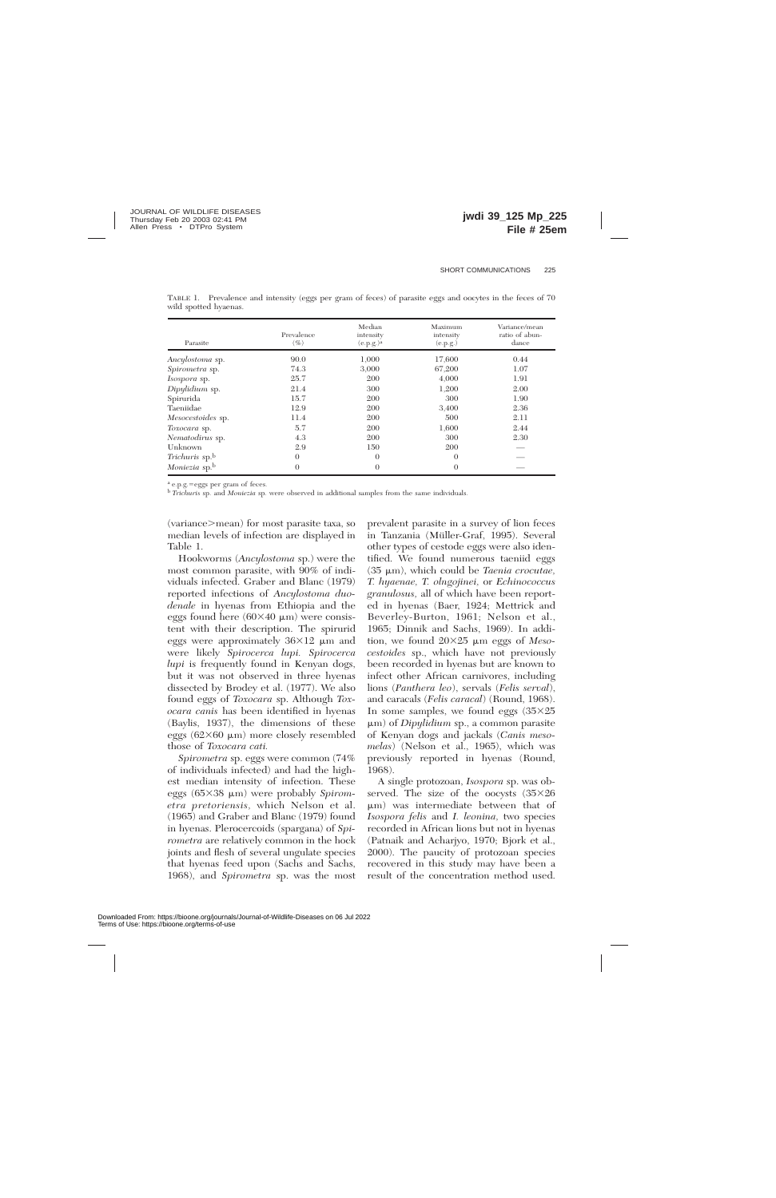TABLE 1. Prevalence and intensity (eggs per gram of feces) of parasite eggs and oocytes in the feces of 70 wild spotted hyaenas.

| Parasite | Prevalence (%) | Median intensity (e.p.g.)[a] | Maximum intensity (e.p.g.) | Variance/mean ratio of abundance |
|---|---|---|---|---|
| *Ancylostoma* sp. | 90.0 | 1,000 | 17,600 | 0.44 |
| *Spirometra* sp. | 74.3 | 3,000 | 67,200 | 1.07 |
| *Isospora* sp. | 25.7 | 200 | 4,000 | 1.91 |
| *Dipylidium* sp. | 21.4 | 300 | 1,200 | 2.00 |
| Spirurida | 15.7 | 200 | 300 | 1.90 |
| Taeniidae | 12.9 | 200 | 3,400 | 2.36 |
| *Mesocestoides* sp. | 11.4 | 200 | 500 | 2.11 |
| *Toxocara* sp. | 5.7 | 200 | 1,600 | 2.44 |
| *Nematodirus* sp. | 4.3 | 200 | 300 | 2.30 |
| Unknown | 2.9 | 150 | 200 | — |
| *Trichuris* sp.[b] | 0 | 0 | 0 | — |
| *Moniezia* sp.[b] | 0 | 0 | 0 | — |

[a] e.p.g.=eggs per gram of feces.

[b] *Trichuris* sp. and *Moniezia* sp. were observed in additional samples from the same individuals.

(variance>mean) for most parasite taxa, so median levels of infection are displayed in Table 1.

Hookworms (*Ancylostoma* sp.) were the most common parasite, with 90% of individuals infected. Graber and Blanc (1979) reported infections of *Ancylostoma duodenale* in hyenas from Ethiopia and the eggs found here (60×40 μm) were consistent with their description. The spirurid eggs were approximately 36×12 μm and were likely *Spirocerca lupi*. *Spirocerca lupi* is frequently found in Kenyan dogs, but it was not observed in three hyenas dissected by Brodey et al. (1977). We also found eggs of *Toxocara* sp. Although *Toxocara canis* has been identified in hyenas (Baylis, 1937), the dimensions of these eggs (62×60 μm) more closely resembled those of *Toxocara cati*.

*Spirometra* sp. eggs were common (74% of individuals infected) and had the highest median intensity of infection. These eggs (65×38 μm) were probably *Spirometra pretoriensis*, which Nelson et al. (1965) and Graber and Blanc (1979) found in hyenas. Plerocercoids (spargana) of *Spirometra* are relatively common in the hock joints and flesh of several ungulate species that hyenas feed upon (Sachs and Sachs, 1968), and *Spirometra* sp. was the most prevalent parasite in a survey of lion feces in Tanzania (Müller-Graf, 1995). Several other types of cestode eggs were also identified. We found numerous taeniid eggs (35 μm), which could be *Taenia crocutae, T. hyaenae, T. olngojinei*, or *Echinococcus granulosus*, all of which have been reported in hyenas (Baer, 1924; Mettrick and Beverley-Burton, 1961; Nelson et al., 1965; Dinnik and Sachs, 1969). In addition, we found 20×25 μm eggs of *Mesocestoides* sp., which have not previously been recorded in hyenas but are known to infect other African carnivores, including lions (*Panthera leo*), servals (*Felis serval*), and caracals (*Felis caracal*) (Round, 1968). In some samples, we found eggs (35×25 μm) of *Dipylidium* sp., a common parasite of Kenyan dogs and jackals (*Canis mesomelas*) (Nelson et al., 1965), which was previously reported in hyenas (Round, 1968).

A single protozoan, *Isospora* sp. was observed. The size of the oocysts (35×26 μm) was intermediate between that of *Isospora felis* and *I. leonina*, two species recorded in African lions but not in hyenas (Patnaik and Acharjyo, 1970; Bjork et al., 2000). The paucity of protozoan species recovered in this study may have been a result of the concentration method used.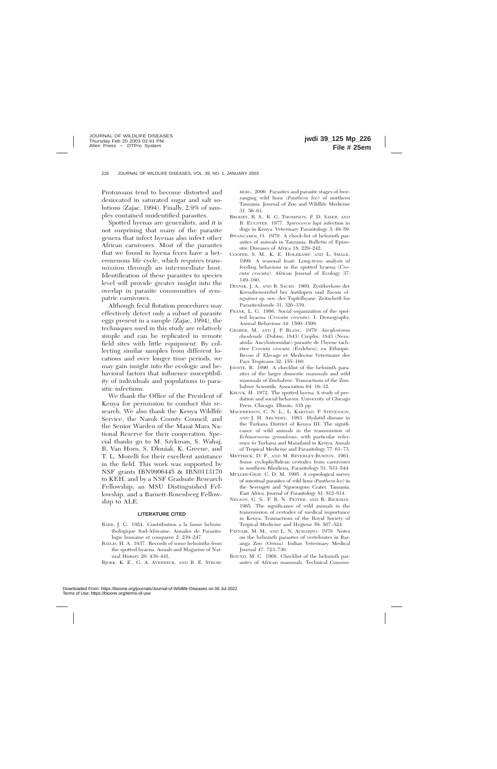Protozoans tend to become distorted and desiccated in saturated sugar and salt solutions (Zajac, 1994). Finally, 2.9% of samples contained unidentified parasites.

Spotted hyenas are generalists, and it is not surprising that many of the parasite genera that infect hyenas also infect other African carnivores. Most of the parasites that we found in hyena feces have a heteroxenous life cycle, which requires transmission through an intermediate host. Identification of these parasites to species level will provide greater insight into the overlap in parasite communities of sympatric carnivores.

Although fecal flotation procedures may effectively detect only a subset of parasite eggs present in a sample (Zajac, 1994), the techniques used in this study are relatively simple and can be replicated in remote field sites with little equipment. By collecting similar samples from different locations and over longer time periods, we may gain insight into the ecologic and behavioral factors that influence susceptibility of individuals and populations to parasitic infections.

We thank the Office of the President of Kenya for permission to conduct this research. We also thank the Kenya Wildlife Service, the Narok County Council, and the Senior Warden of the Masai Mara National Reserve for their cooperation. Special thanks go to M. Szykman, S. Wahaj, R. Van Horn, S. Dloniak, K. Greene, and T. L. Morelli for their excellent assistance in the field. This work was supported by NSF grants IBN9906445 & IBN0113170 to KEH, and by a NSF Graduate Research Fellowship, an MSU Distinguished Fellowship, and a Barnett-Rosenberg Fellowship to ALE.

## LITERATURE CITED

BAER, J. G. 1924. Contribution a la faune helminthologique Sud-Africaine. Annales de Parasitologie humaine et comparee 2: 239–247.

BAYLIS, H. A. 1937. Records of some helminths from the spotted hyaena. Annals and Magazine of Natural History 20: 438–441.

BJORK, K. E., G. A. AVERBECK, AND B. E. STROMBERG. 2000. Parasites and parasite stages of free-ranging wild lions (*Panthera leo*) of northern Tanzania. Journal of Zoo and Wildlife Medicine 31: 56–61.

BRODEY, R. S., R. G. THOMPSON, P. D. SAYER, AND B. EUGSTER. 1977. *Spirocerca lupi* infection in dogs in Kenya. Veterinary Parasitology 3: 49–59.

BWANGAMOI, O. 1970. A check-list of helminth parasites of animals in Tanzania. Bulletin of Epizootic Diseases of Africa 18: 229–242.

COOPER, S. M., K. E. HOLEKAMP, AND L. SMALE. 1999. A seasonal feast: Long-term analysis of feeding behaviour in the spotted hyaena (*Crocuta crocuta*). African Journal of Ecology 37: 149–160.

DINNIK, J. A., AND R. SACHS. 1969. Zystikerkose der Kreuzbeinwirbel bei Antilopen und *Taenia olngojinei* sp. nov. der Tupfelhyane. Zeitschrift fur Parasitenkunde 31: 326–339.

FRANK, L. G. 1986. Social organization of the spotted hyaena (*Crocuta crocuta*). I. Demography. Animal Behaviour 34: 1500–1509.

GRABER, M., AND J. P. BLANC. 1979. *Ancylostoma duodenale* (Dubini, 1843) Creplin, 1843 (Nematoda: Ancylostomidae) parasite de l'hyene tachetee *Crocuta crocuta* (Erxleben), en Ethiopie. Revue d' Elevage et Medecine Veterinaire des Pays Tropicaux 32: 155–160.

JOOSTE, R. 1990. A checklist of the helminth parasites of the larger domestic mammals and wild mammals of Zimbabwe. Transactions of the Zimbabwe Scientific Association 64: 16–32.

KRUUK, H. 1972. The spotted hyena: A study of predation and social behavior. University of Chicago Press, Chicago, Illinois, 335 pp.

MACPHERSON, C. N. L., L. KARSTAD, P. STEVENSON, AND J. H. ARUNDEL. 1983. Hydatid disease in the Turkana District of Kenya III. The significance of wild animals in the transmission of *Echinococcus granulosus*, with particular reference to Turkana and Masailand in Kenya. Annals of Tropical Medicine and Parasitology 77: 61–73.

METTRICK, D. F., AND M. BEVERLEY-BURTON. 1961. Some cyclophyllidean cestodes from carnivores in southern Rhodesia. Parasitology 51: 533–544.

MULLER-GRAF, C. D. M. 1995. A coprological survey of intestinal parasites of wild lions (*Panthera leo*) in the Serengeti and Ngorongoro Crater, Tanzania, East Africa. Journal of Parasitology 81: 812–814.

NELSON, G. S., F. R. N. PESTER, AND R. RICKMAN. 1965. The significance of wild animals in the transmission of cestodes of medical importance in Kenya. Transactions of the Royal Society of Tropical Medicine and Hygiene 59: 507–524.

PATNAIK, M. M., AND L. N. ACHARJYO. 1970. Notes on the helminth parasites of vertebrates in Baranga Zoo (Orissa). Indian Veterinary Medical Journal 47: 723–730.

ROUND, M. C. 1968. Checklist of the helminth parasites of African mammals. Technical Commu-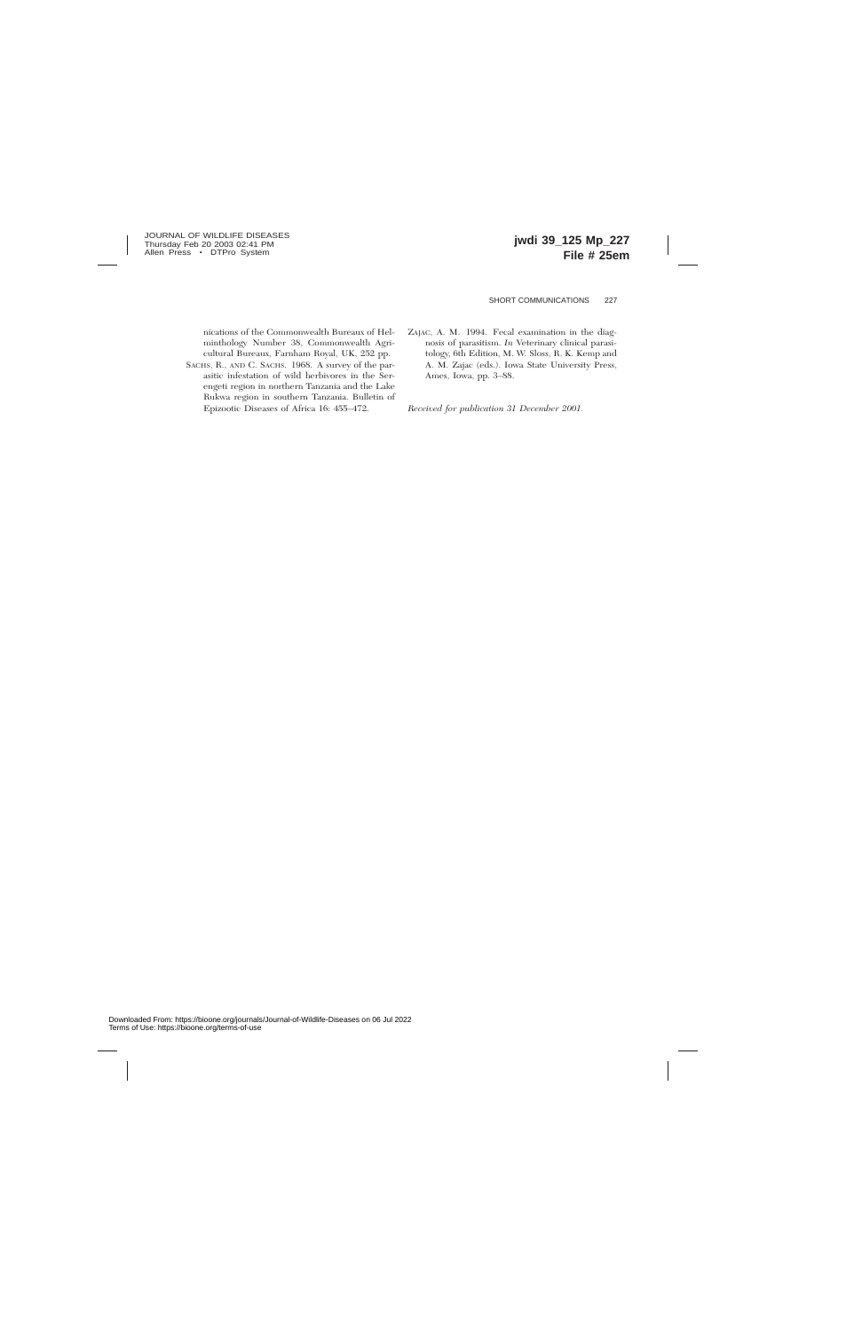nications of the Commonwealth Bureaux of Helminthology Number 38, Commonwealth Agricultural Bureaux, Farnham Royal, UK, 252 pp.

SACHS, R., AND C. SACHS. 1968. A survey of the parasitic infestation of wild herbivores in the Serengeti region in northern Tanzania and the Lake Rukwa region in southern Tanzania. Bulletin of Epizootic Diseases of Africa 16: 455–472.

ZAJAC, A. M. 1994. Fecal examination in the diagnosis of parasitism. *In* Veterinary clinical parasitology, 6th Edition, M. W. Sloss, R. K. Kemp and A. M. Zajac (eds.). Iowa State University Press, Ames, Iowa, pp. 3–88.

*Received for publication 31 December 2001.*